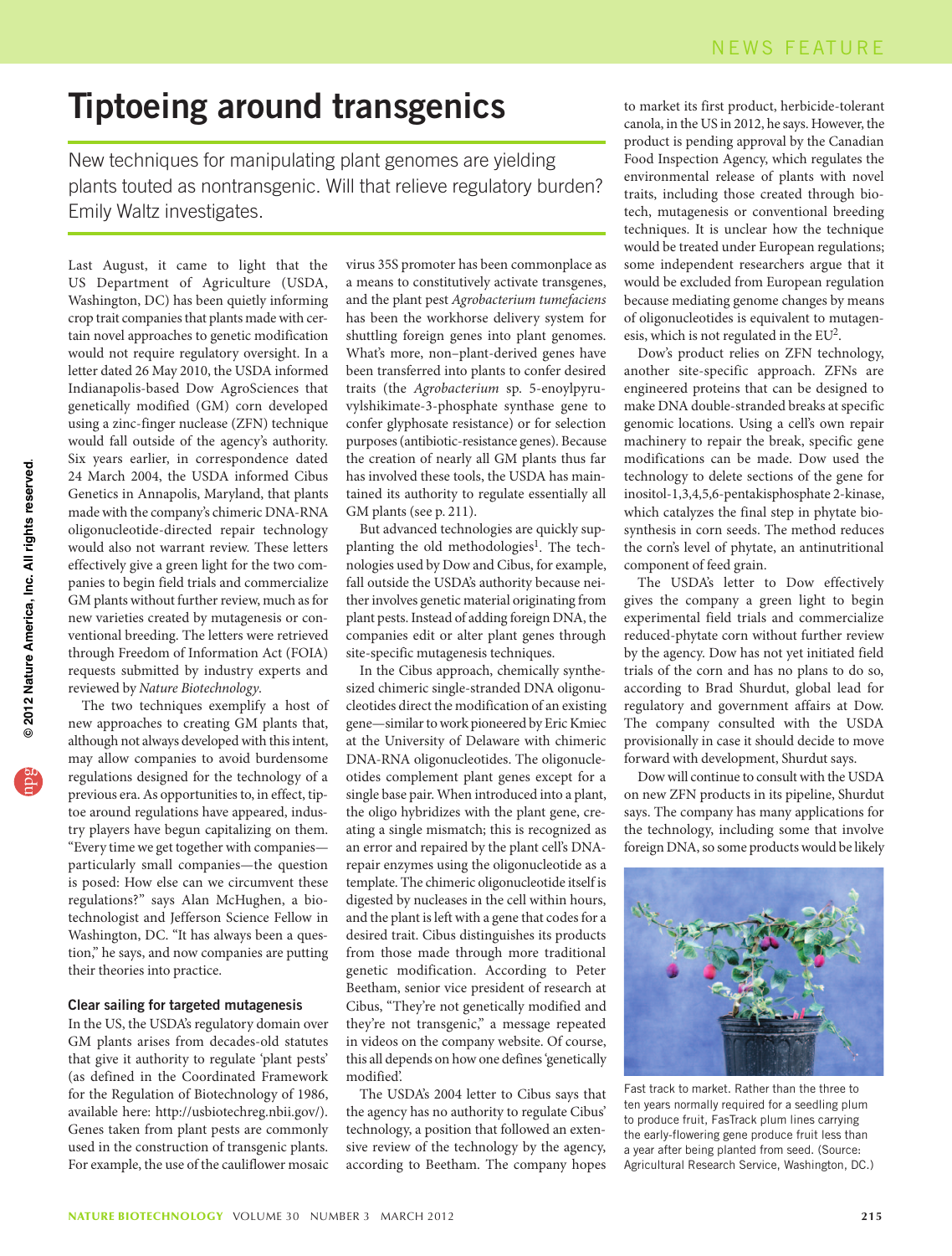# Tiptoeing around transgenics

New techniques for manipulating plant genomes are yielding plants touted as nontransgenic. Will that relieve regulatory burden? Emily Waltz investigates.

Last August, it came to light that the US Department of Agriculture (USDA, Washington, DC) has been quietly informing crop trait companies that plants made with certain novel approaches to genetic modification would not require regulatory oversight. In a letter dated 26 May 2010, the USDA informed Indianapolis-based Dow AgroSciences that genetically modified (GM) corn developed using a zinc-finger nuclease (ZFN) technique would fall outside of the agency's authority. Six years earlier, in correspondence dated 24 March 2004, the USDA informed Cibus Genetics in Annapolis, Maryland, that plants made with the company's chimeric DNA-RNA oligonucleotide-directed repair technology would also not warrant review. These letters effectively give a green light for the two companies to begin field trials and commercialize GM plants without further review, much as for new varieties created by mutagenesis or conventional breeding. The letters were retrieved through Freedom of Information Act (FOIA) requests submitted by industry experts and reviewed by *Nature Biotechnology*.

The two techniques exemplify a host of new approaches to creating GM plants that, although not always developed with this intent, may allow companies to avoid burdensome regulations designed for the technology of a previous era. As opportunities to, in effect, tiptoe around regulations have appeared, industry players have begun capitalizing on them. "Every time we get together with companies—particularly small companies—the question is posed: How else can we circumvent these regulations?" says Alan McHughen, a biotechnologist and Jefferson Science Fellow in Washington, DC. "It has always been a question," he says, and now companies are putting their theories into practice.

### Clear sailing for targeted mutagenesis

In the US, the USDA's regulatory domain over GM plants arises from decades-old statutes that give it authority to regulate 'plant pests' (as defined in the Coordinated Framework for the Regulation of Biotechnology of 1986, available here: http://usbiotechreg.nbii.gov/). Genes taken from plant pests are commonly used in the construction of transgenic plants. For example, the use of the cauliflower mosaic virus 35S promoter has been commonplace as a means to constitutively activate transgenes, and the plant pest *Agrobacterium tumefaciens* has been the workhorse delivery system for shuttling foreign genes into plant genomes. What's more, non–plant-derived genes have been transferred into plants to confer desired traits (the *Agrobacterium* sp. 5-enoylpyruvylshikimate-3-phosphate synthase gene to confer glyphosate resistance) or for selection purposes (antibiotic-resistance genes). Because the creation of nearly all GM plants thus far has involved these tools, the USDA has maintained its authority to regulate essentially all GM plants (see p. 211).

But advanced technologies are quickly supplanting the old methodologies[1]. The technologies used by Dow and Cibus, for example, fall outside the USDA's authority because neither involves genetic material originating from plant pests. Instead of adding foreign DNA, the companies edit or alter plant genes through site-specific mutagenesis techniques.

In the Cibus approach, chemically synthesized chimeric single-stranded DNA oligonucleotides direct the modification of an existing gene—similar to work pioneered by Eric Kmiec at the University of Delaware with chimeric DNA-RNA oligonucleotides. The oligonucleotides complement plant genes except for a single base pair. When introduced into a plant, the oligo hybridizes with the plant gene, creating a single mismatch; this is recognized as an error and repaired by the plant cell's DNA-repair enzymes using the oligonucleotide as a template. The chimeric oligonucleotide itself is digested by nucleases in the cell within hours, and the plant is left with a gene that codes for a desired trait. Cibus distinguishes its products from those made through more traditional genetic modification. According to Peter Beetham, senior vice president of research at Cibus, "They're not genetically modified and they're not transgenic," a message repeated in videos on the company website. Of course, this all depends on how one defines 'genetically modified'.

The USDA's 2004 letter to Cibus says that the agency has no authority to regulate Cibus' technology, a position that followed an extensive review of the technology by the agency, according to Beetham. The company hopes to market its first product, herbicide-tolerant canola, in the US in 2012, he says. However, the product is pending approval by the Canadian Food Inspection Agency, which regulates the environmental release of plants with novel traits, including those created through biotech, mutagenesis or conventional breeding techniques. It is unclear how the technique would be treated under European regulations; some independent researchers argue that it would be excluded from European regulation because mediating genome changes by means of oligonucleotides is equivalent to mutagenesis, which is not regulated in the EU[2].

Dow's product relies on ZFN technology, another site-specific approach. ZFNs are engineered proteins that can be designed to make DNA double-stranded breaks at specific genomic locations. Using a cell's own repair machinery to repair the break, specific gene modifications can be made. Dow used the technology to delete sections of the gene for inositol-1,3,4,5,6-pentakisphosphate 2-kinase, which catalyzes the final step in phytate biosynthesis in corn seeds. The method reduces the corn's level of phytate, an antinutritional component of feed grain.

The USDA's letter to Dow effectively gives the company a green light to begin experimental field trials and commercialize reduced-phytate corn without further review by the agency. Dow has not yet initiated field trials of the corn and has no plans to do so, according to Brad Shurdut, global lead for regulatory and government affairs at Dow. The company consulted with the USDA provisionally in case it should decide to move forward with development, Shurdut says.

Dow will continue to consult with the USDA on new ZFN products in its pipeline, Shurdut says. The company has many applications for the technology, including some that involve foreign DNA, so some products would be likely

Fast track to market. Rather than the three to ten years normally required for a seedling plum to produce fruit, FasTrack plum lines carrying the early-flowering gene produce fruit less than a year after being planted from seed. (Source: Agricultural Research Service, Washington, DC.)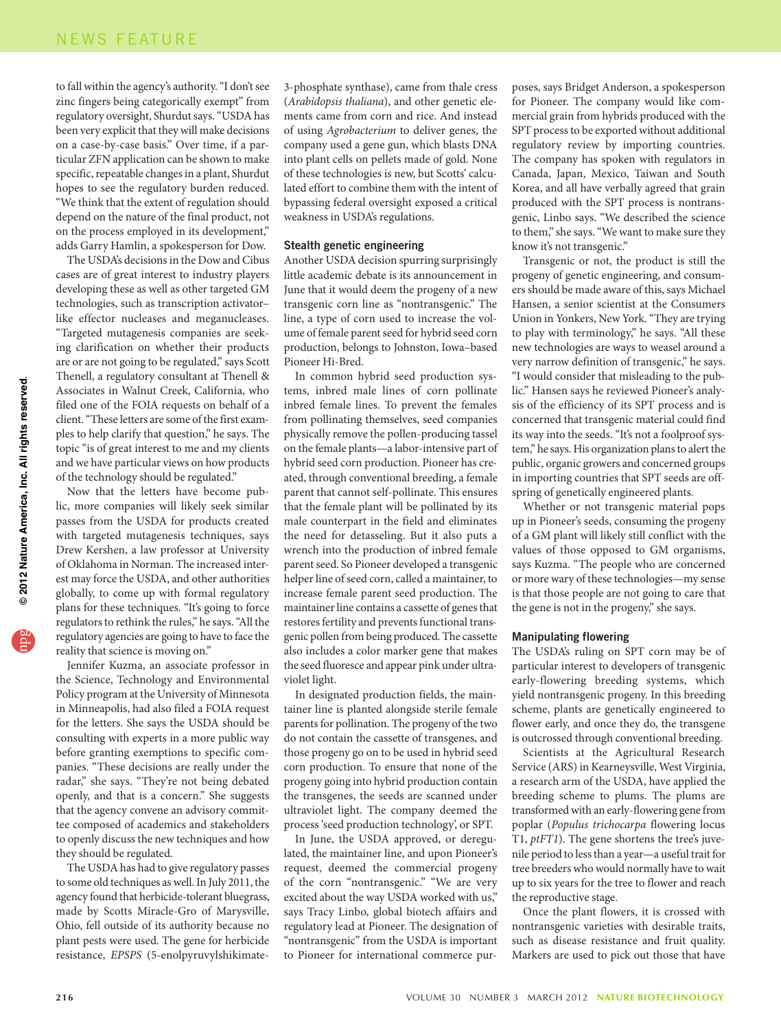to fall within the agency's authority. "I don't see zinc fingers being categorically exempt" from regulatory oversight, Shurdut says. "USDA has been very explicit that they will make decisions on a case-by-case basis." Over time, if a particular ZFN application can be shown to make specific, repeatable changes in a plant, Shurdut hopes to see the regulatory burden reduced. "We think that the extent of regulation should depend on the nature of the final product, not on the process employed in its development," adds Garry Hamlin, a spokesperson for Dow.

The USDA's decisions in the Dow and Cibus cases are of great interest to industry players developing these as well as other targeted GM technologies, such as transcription activator–like effector nucleases and meganucleases. "Targeted mutagenesis companies are seeking clarification on whether their products are or are not going to be regulated," says Scott Thenell, a regulatory consultant at Thenell & Associates in Walnut Creek, California, who filed one of the FOIA requests on behalf of a client. "These letters are some of the first examples to help clarify that question," he says. The topic "is of great interest to me and my clients and we have particular views on how products of the technology should be regulated."

Now that the letters have become public, more companies will likely seek similar passes from the USDA for products created with targeted mutagenesis techniques, says Drew Kershen, a law professor at University of Oklahoma in Norman. The increased interest may force the USDA, and other authorities globally, to come up with formal regulatory plans for these techniques. "It's going to force regulators to rethink the rules," he says. "All the regulatory agencies are going to have to face the reality that science is moving on."

Jennifer Kuzma, an associate professor in the Science, Technology and Environmental Policy program at the University of Minnesota in Minneapolis, had also filed a FOIA request for the letters. She says the USDA should be consulting with experts in a more public way before granting exemptions to specific companies. "These decisions are really under the radar," she says. "They're not being debated openly, and that is a concern." She suggests that the agency convene an advisory committee composed of academics and stakeholders to openly discuss the new techniques and how they should be regulated.

The USDA has had to give regulatory passes to some old techniques as well. In July 2011, the agency found that herbicide-tolerant bluegrass, made by Scotts Miracle-Gro of Marysville, Ohio, fell outside of its authority because no plant pests were used. The gene for herbicide resistance, *EPSPS* (5-enolpyruvylshikimate-3-phosphate synthase), came from thale cress (*Arabidopsis thaliana*), and other genetic elements came from corn and rice. And instead of using *Agrobacterium* to deliver genes, the company used a gene gun, which blasts DNA into plant cells on pellets made of gold. None of these technologies is new, but Scotts' calculated effort to combine them with the intent of bypassing federal oversight exposed a critical weakness in USDA's regulations.

### Stealth genetic engineering

Another USDA decision spurring surprisingly little academic debate is its announcement in June that it would deem the progeny of a new transgenic corn line as "nontransgenic." The line, a type of corn used to increase the volume of female parent seed for hybrid seed corn production, belongs to Johnston, Iowa–based Pioneer Hi-Bred.

In common hybrid seed production systems, inbred male lines of corn pollinate inbred female lines. To prevent the females from pollinating themselves, seed companies physically remove the pollen-producing tassel on the female plants—a labor-intensive part of hybrid seed corn production. Pioneer has created, through conventional breeding, a female parent that cannot self-pollinate. This ensures that the female plant will be pollinated by its male counterpart in the field and eliminates the need for detasseling. But it also puts a wrench into the production of inbred female parent seed. So Pioneer developed a transgenic helper line of seed corn, called a maintainer, to increase female parent seed production. The maintainer line contains a cassette of genes that restores fertility and prevents functional transgenic pollen from being produced. The cassette also includes a color marker gene that makes the seed fluoresce and appear pink under ultraviolet light.

In designated production fields, the maintainer line is planted alongside sterile female parents for pollination. The progeny of the two do not contain the cassette of transgenes, and those progeny go on to be used in hybrid seed corn production. To ensure that none of the progeny going into hybrid production contain the transgenes, the seeds are scanned under ultraviolet light. The company deemed the process 'seed production technology', or SPT.

In June, the USDA approved, or deregulated, the maintainer line, and upon Pioneer's request, deemed the commercial progeny of the corn "nontransgenic." "We are very excited about the way USDA worked with us," says Tracy Linbo, global biotech affairs and regulatory lead at Pioneer. The designation of "nontransgenic" from the USDA is important to Pioneer for international commerce purposes, says Bridget Anderson, a spokesperson for Pioneer. The company would like commercial grain from hybrids produced with the SPT process to be exported without additional regulatory review by importing countries. The company has spoken with regulators in Canada, Japan, Mexico, Taiwan and South Korea, and all have verbally agreed that grain produced with the SPT process is nontransgenic, Linbo says. "We described the science to them," she says. "We want to make sure they know it's not transgenic."

Transgenic or not, the product is still the progeny of genetic engineering, and consumers should be made aware of this, says Michael Hansen, a senior scientist at the Consumers Union in Yonkers, New York. "They are trying to play with terminology," he says. "All these new technologies are ways to weasel around a very narrow definition of transgenic," he says. "I would consider that misleading to the public." Hansen says he reviewed Pioneer's analysis of the efficiency of its SPT process and is concerned that transgenic material could find its way into the seeds. "It's not a foolproof system," he says. His organization plans to alert the public, organic growers and concerned groups in importing countries that SPT seeds are offspring of genetically engineered plants.

Whether or not transgenic material pops up in Pioneer's seeds, consuming the progeny of a GM plant will likely still conflict with the values of those opposed to GM organisms, says Kuzma. "The people who are concerned or more wary of these technologies—my sense is that those people are not going to care that the gene is not in the progeny," she says.

### Manipulating flowering

The USDA's ruling on SPT corn may be of particular interest to developers of transgenic early-flowering breeding systems, which yield nontransgenic progeny. In this breeding scheme, plants are genetically engineered to flower early, and once they do, the transgene is outcrossed through conventional breeding.

Scientists at the Agricultural Research Service (ARS) in Kearneysville, West Virginia, a research arm of the USDA, have applied the breeding scheme to plums. The plums are transformed with an early-flowering gene from poplar (*Populus trichocarpa* flowering locus T1, *ptFT1*). The gene shortens the tree's juvenile period to less than a year—a useful trait for tree breeders who would normally have to wait up to six years for the tree to flower and reach the reproductive stage.

Once the plant flowers, it is crossed with nontransgenic varieties with desirable traits, such as disease resistance and fruit quality. Markers are used to pick out those that have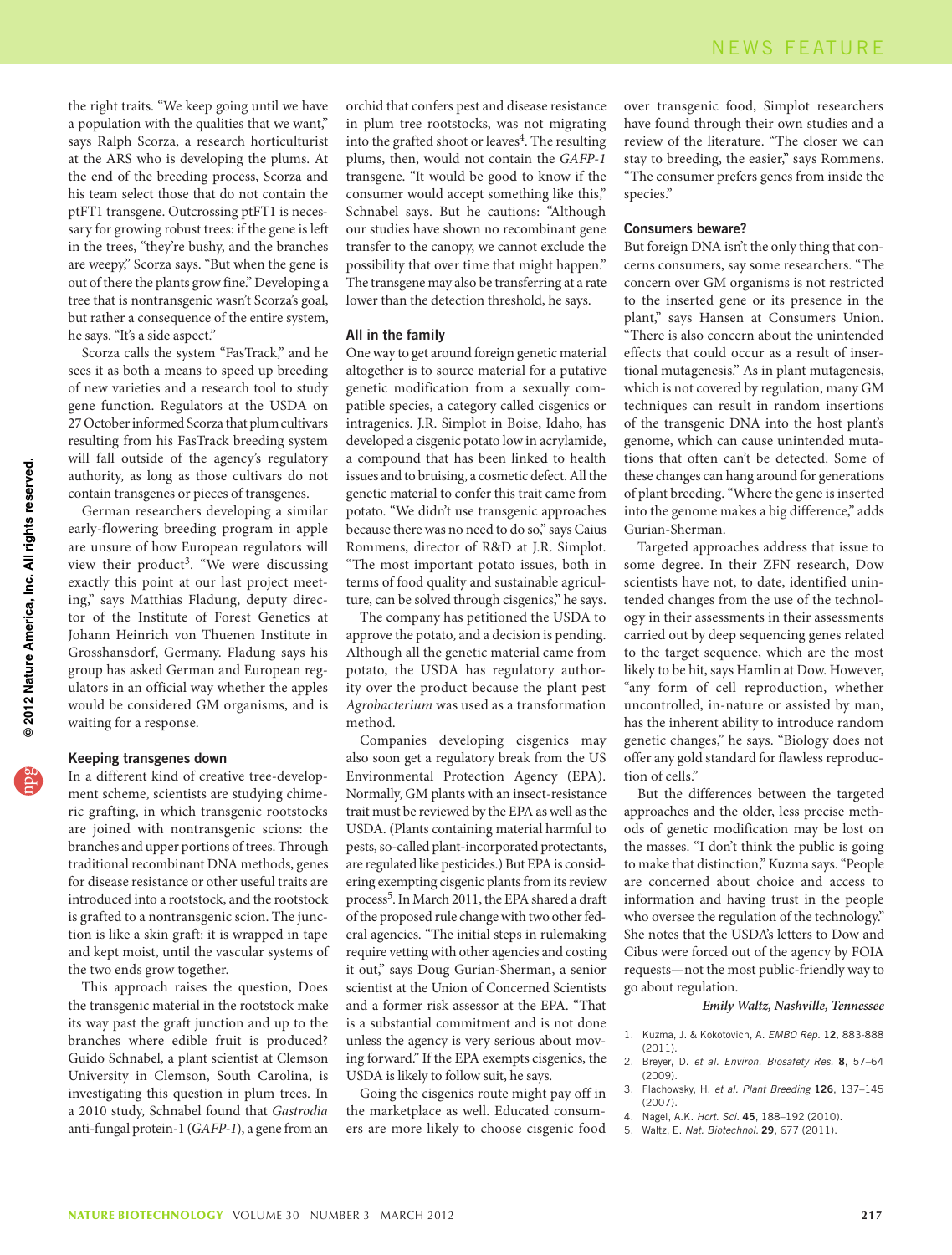the right traits. "We keep going until we have a population with the qualities that we want," says Ralph Scorza, a research horticulturist at the ARS who is developing the plums. At the end of the breeding process, Scorza and his team select those that do not contain the ptFT1 transgene. Outcrossing ptFT1 is necessary for growing robust trees: if the gene is left in the trees, "they're bushy, and the branches are weepy," Scorza says. "But when the gene is out of there the plants grow fine." Developing a tree that is nontransgenic wasn't Scorza's goal, but rather a consequence of the entire system, he says. "It's a side aspect."

Scorza calls the system "FasTrack," and he sees it as both a means to speed up breeding of new varieties and a research tool to study gene function. Regulators at the USDA on 27 October informed Scorza that plum cultivars resulting from his FasTrack breeding system will fall outside of the agency's regulatory authority, as long as those cultivars do not contain transgenes or pieces of transgenes.

German researchers developing a similar early-flowering breeding program in apple are unsure of how European regulators will view their product[3]. "We were discussing exactly this point at our last project meeting," says Matthias Fladung, deputy director of the Institute of Forest Genetics at Johann Heinrich von Thuenen Institute in Grosshansdorf, Germany. Fladung says his group has asked German and European regulators in an official way whether the apples would be considered GM organisms, and is waiting for a response.

### Keeping transgenes down

In a different kind of creative tree-development scheme, scientists are studying chimeric grafting, in which transgenic rootstocks are joined with nontransgenic scions: the branches and upper portions of trees. Through traditional recombinant DNA methods, genes for disease resistance or other useful traits are introduced into a rootstock, and the rootstock is grafted to a nontransgenic scion. The junction is like a skin graft: it is wrapped in tape and kept moist, until the vascular systems of the two ends grow together.

This approach raises the question, Does the transgenic material in the rootstock make its way past the graft junction and up to the branches where edible fruit is produced? Guido Schnabel, a plant scientist at Clemson University in Clemson, South Carolina, is investigating this question in plum trees. In a 2010 study, Schnabel found that *Gastrodia* anti-fungal protein-1 (*GAFP-1*), a gene from an orchid that confers pest and disease resistance in plum tree rootstocks, was not migrating into the grafted shoot or leaves[4]. The resulting plums, then, would not contain the *GAFP-1* transgene. "It would be good to know if the consumer would accept something like this," Schnabel says. But he cautions: "Although our studies have shown no recombinant gene transfer to the canopy, we cannot exclude the possibility that over time that might happen." The transgene may also be transferring at a rate lower than the detection threshold, he says.

### All in the family

One way to get around foreign genetic material altogether is to source material for a putative genetic modification from a sexually compatible species, a category called cisgenics or intragenics. J.R. Simplot in Boise, Idaho, has developed a cisgenic potato low in acrylamide, a compound that has been linked to health issues and to bruising, a cosmetic defect. All the genetic material to confer this trait came from potato. "We didn't use transgenic approaches because there was no need to do so," says Caius Rommens, director of R&D at J.R. Simplot. "The most important potato issues, both in terms of food quality and sustainable agriculture, can be solved through cisgenics," he says.

The company has petitioned the USDA to approve the potato, and a decision is pending. Although all the genetic material came from potato, the USDA has regulatory authority over the product because the plant pest *Agrobacterium* was used as a transformation method.

Companies developing cisgenics may also soon get a regulatory break from the US Environmental Protection Agency (EPA). Normally, GM plants with an insect-resistance trait must be reviewed by the EPA as well as the USDA. (Plants containing material harmful to pests, so-called plant-incorporated protectants, are regulated like pesticides.) But EPA is considering exempting cisgenic plants from its review process[5]. In March 2011, the EPA shared a draft of the proposed rule change with two other federal agencies. "The initial steps in rulemaking require vetting with other agencies and costing it out," says Doug Gurian-Sherman, a senior scientist at the Union of Concerned Scientists and a former risk assessor at the EPA. "That is a substantial commitment and is not done unless the agency is very serious about moving forward." If the EPA exempts cisgenics, the USDA is likely to follow suit, he says.

Going the cisgenics route might pay off in the marketplace as well. Educated consumers are more likely to choose cisgenic food over transgenic food, Simplot researchers have found through their own studies and a review of the literature. "The closer we can stay to breeding, the easier," says Rommens. "The consumer prefers genes from inside the species."

### Consumers beware?

But foreign DNA isn't the only thing that concerns consumers, say some researchers. "The concern over GM organisms is not restricted to the inserted gene or its presence in the plant," says Hansen at Consumers Union. "There is also concern about the unintended effects that could occur as a result of insertional mutagenesis." As in plant mutagenesis, which is not covered by regulation, many GM techniques can result in random insertions of the transgenic DNA into the host plant's genome, which can cause unintended mutations that often can't be detected. Some of these changes can hang around for generations of plant breeding. "Where the gene is inserted into the genome makes a big difference," adds Gurian-Sherman.

Targeted approaches address that issue to some degree. In their ZFN research, Dow scientists have not, to date, identified unintended changes from the use of the technology in their assessments in their assessments carried out by deep sequencing genes related to the target sequence, which are the most likely to be hit, says Hamlin at Dow. However, "any form of cell reproduction, whether uncontrolled, in-nature or assisted by man, has the inherent ability to introduce random genetic changes," he says. "Biology does not offer any gold standard for flawless reproduction of cells."

But the differences between the targeted approaches and the older, less precise methods of genetic modification may be lost on the masses. "I don't think the public is going to make that distinction," Kuzma says. "People are concerned about choice and access to information and having trust in the people who oversee the regulation of the technology." She notes that the USDA's letters to Dow and Cibus were forced out of the agency by FOIA requests—not the most public-friendly way to go about regulation.

***Emily Waltz, Nashville, Tennessee***

1. Kuzma, J. & Kokotovich, A. *EMBO Rep.* **12**, 883-888 (2011).
2. Breyer, D. *et al. Environ. Biosafety Res.* **8**, 57–64 (2009).
3. Flachowsky, H. *et al. Plant Breeding* **126**, 137–145 (2007).
4. Nagel, A.K. *Hort. Sci.* **45**, 188–192 (2010).
5. Waltz, E. *Nat. Biotechnol.* **29**, 677 (2011).